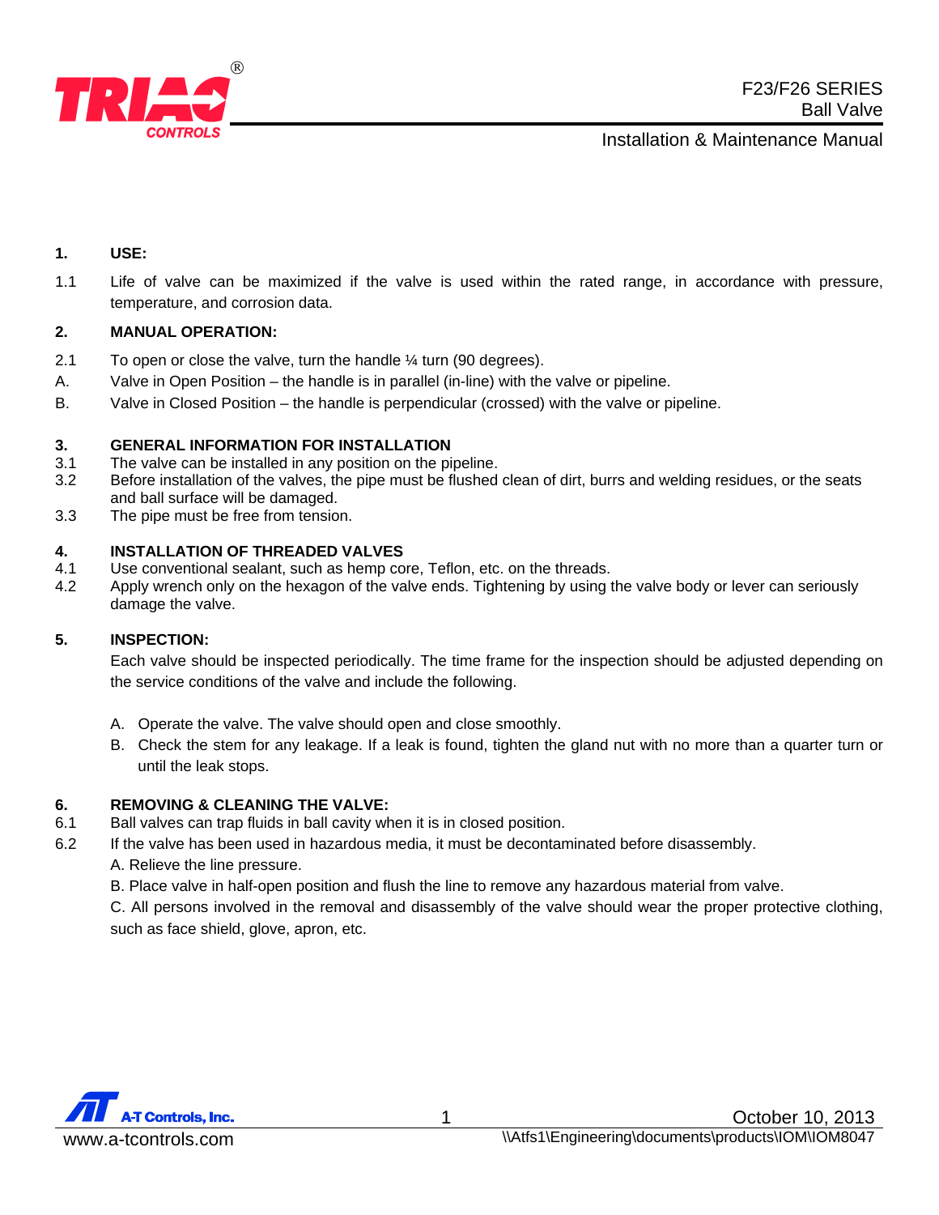# F23/F26 SERIES Ball Valve

## Installation & Maintenance Manual

**1. USE:**

1.1 Life of valve can be maximized if the valve is used within the rated range, in accordance with pressure, temperature, and corrosion data.

**2. MANUAL OPERATION:**

2.1 To open or close the valve, turn the handle ¼ turn (90 degrees).

A. Valve in Open Position – the handle is in parallel (in-line) with the valve or pipeline.

B. Valve in Closed Position – the handle is perpendicular (crossed) with the valve or pipeline.

**3. GENERAL INFORMATION FOR INSTALLATION**

3.1 The valve can be installed in any position on the pipeline.

3.2 Before installation of the valves, the pipe must be flushed clean of dirt, burrs and welding residues, or the seats and ball surface will be damaged.

3.3 The pipe must be free from tension.

**4. INSTALLATION OF THREADED VALVES**

4.1 Use conventional sealant, such as hemp core, Teflon, etc. on the threads.

4.2 Apply wrench only on the hexagon of the valve ends. Tightening by using the valve body or lever can seriously damage the valve.

**5. INSPECTION:**

Each valve should be inspected periodically. The time frame for the inspection should be adjusted depending on the service conditions of the valve and include the following.

A. Operate the valve. The valve should open and close smoothly.

B. Check the stem for any leakage. If a leak is found, tighten the gland nut with no more than a quarter turn or until the leak stops.

**6. REMOVING & CLEANING THE VALVE:**

6.1 Ball valves can trap fluids in ball cavity when it is in closed position.

6.2 If the valve has been used in hazardous media, it must be decontaminated before disassembly.

A. Relieve the line pressure.

B. Place valve in half-open position and flush the line to remove any hazardous material from valve.

C. All persons involved in the removal and disassembly of the valve should wear the proper protective clothing, such as face shield, glove, apron, etc.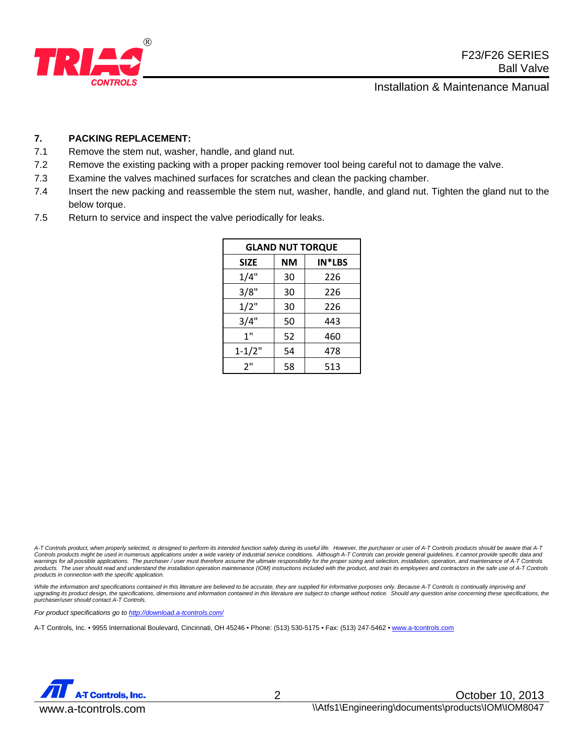## 7. PACKING REPLACEMENT:

7.1 Remove the stem nut, washer, handle, and gland nut.

7.2 Remove the existing packing with a proper packing remover tool being careful not to damage the valve.

7.3 Examine the valves machined surfaces for scratches and clean the packing chamber.

7.4 Insert the new packing and reassemble the stem nut, washer, handle, and gland nut. Tighten the gland nut to the below torque.

7.5 Return to service and inspect the valve periodically for leaks.

| GLAND NUT TORQUE | | |
|---|---|---|
| **SIZE** | **NM** | **IN*LBS** |
| 1/4" | 30 | 226 |
| 3/8" | 30 | 226 |
| 1/2" | 30 | 226 |
| 3/4" | 50 | 443 |
| 1" | 52 | 460 |
| 1-1/2" | 54 | 478 |
| 2" | 58 | 513 |

*A-T Controls product, when properly selected, is designed to perform its intended function safely during its useful life. However, the purchaser or user of A-T Controls products should be aware that A-T Controls products might be used in numerous applications under a wide variety of industrial service conditions. Although A-T Controls can provide general guidelines, it cannot provide specific data and warnings for all possible applications. The purchaser / user must therefore assume the ultimate responsibility for the proper sizing and selection, installation, operation, and maintenance of A-T Controls products. The user should read and understand the installation operation maintenance (IOM) instructions included with the product, and train its employees and contractors in the safe use of A-T Controls products in connection with the specific application.*

*While the information and specifications contained in this literature are believed to be accurate, they are supplied for informative purposes only. Because A-T Controls is continually improving and upgrading its product design, the specifications, dimensions and information contained in this literature are subject to change without notice. Should any question arise concerning these specifications, the purchaser/user should contact A-T Controls.*

*For product specifications go to http://download.a-tcontrols.com/*

A-T Controls, Inc. • 9955 International Boulevard, Cincinnati, OH 45246 • Phone: (513) 530-5175 • Fax: (513) 247-5462 • www.a-tcontrols.com